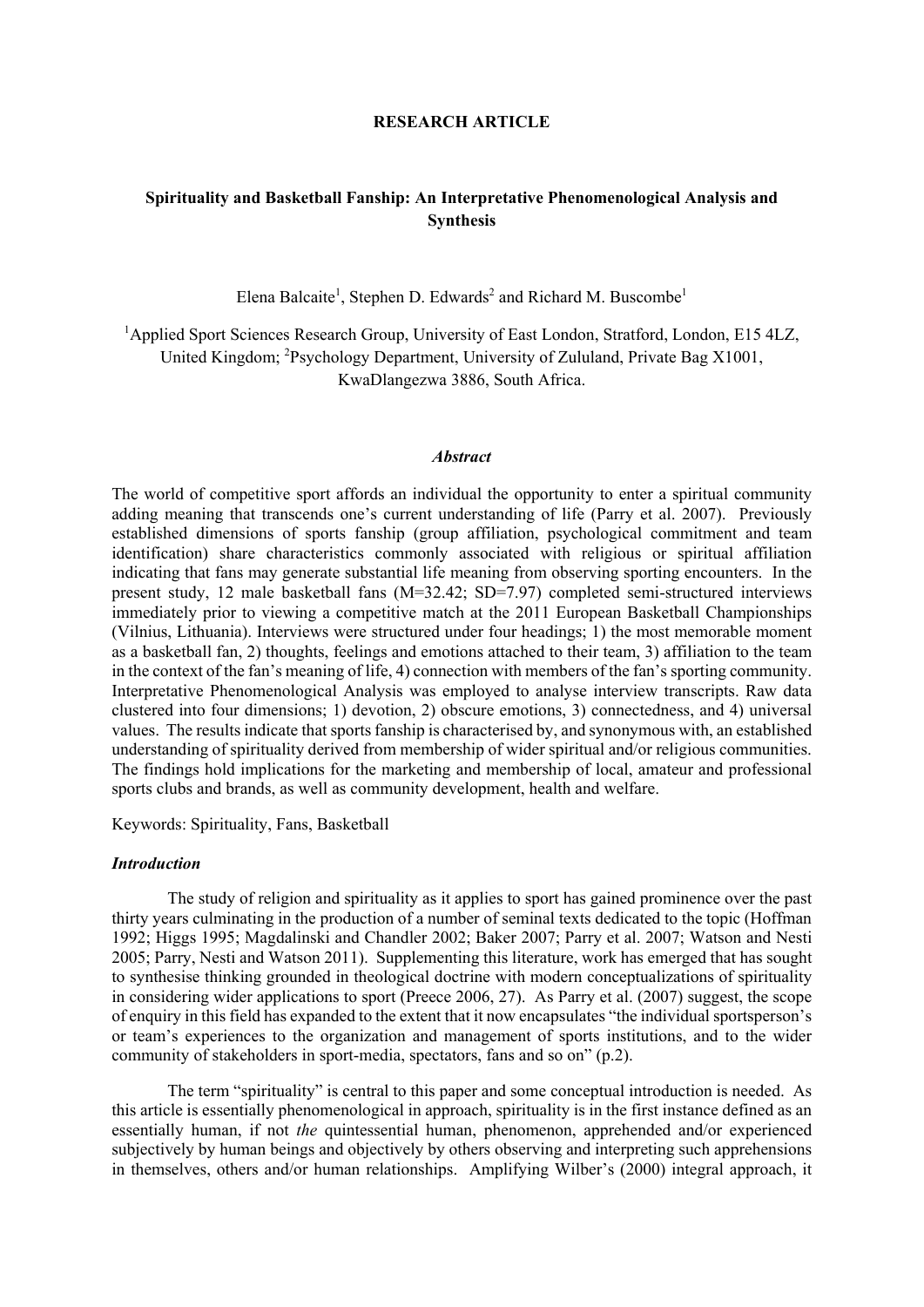**RESEARCH ARTICLE**

# Spirituality and Basketball Fanship: An Interpretative Phenomenological Analysis and Synthesis

Elena Balcaite[1], Stephen D. Edwards[2] and Richard M. Buscombe[1]

[1]Applied Sport Sciences Research Group, University of East London, Stratford, London, E15 4LZ, United Kingdom; [2]Psychology Department, University of Zululand, Private Bag X1001, KwaDlangezwa 3886, South Africa.

### *Abstract*

The world of competitive sport affords an individual the opportunity to enter a spiritual community adding meaning that transcends one's current understanding of life (Parry et al. 2007). Previously established dimensions of sports fanship (group affiliation, psychological commitment and team identification) share characteristics commonly associated with religious or spiritual affiliation indicating that fans may generate substantial life meaning from observing sporting encounters. In the present study, 12 male basketball fans (M=32.42; SD=7.97) completed semi-structured interviews immediately prior to viewing a competitive match at the 2011 European Basketball Championships (Vilnius, Lithuania). Interviews were structured under four headings; 1) the most memorable moment as a basketball fan, 2) thoughts, feelings and emotions attached to their team, 3) affiliation to the team in the context of the fan's meaning of life, 4) connection with members of the fan's sporting community. Interpretative Phenomenological Analysis was employed to analyse interview transcripts. Raw data clustered into four dimensions; 1) devotion, 2) obscure emotions, 3) connectedness, and 4) universal values. The results indicate that sports fanship is characterised by, and synonymous with, an established understanding of spirituality derived from membership of wider spiritual and/or religious communities. The findings hold implications for the marketing and membership of local, amateur and professional sports clubs and brands, as well as community development, health and welfare.

Keywords: Spirituality, Fans, Basketball

### *Introduction*

The study of religion and spirituality as it applies to sport has gained prominence over the past thirty years culminating in the production of a number of seminal texts dedicated to the topic (Hoffman 1992; Higgs 1995; Magdalinski and Chandler 2002; Baker 2007; Parry et al. 2007; Watson and Nesti 2005; Parry, Nesti and Watson 2011). Supplementing this literature, work has emerged that has sought to synthesise thinking grounded in theological doctrine with modern conceptualizations of spirituality in considering wider applications to sport (Preece 2006, 27). As Parry et al. (2007) suggest, the scope of enquiry in this field has expanded to the extent that it now encapsulates "the individual sportsperson's or team's experiences to the organization and management of sports institutions, and to the wider community of stakeholders in sport-media, spectators, fans and so on" (p.2).

The term "spirituality" is central to this paper and some conceptual introduction is needed. As this article is essentially phenomenological in approach, spirituality is in the first instance defined as an essentially human, if not *the* quintessential human, phenomenon, apprehended and/or experienced subjectively by human beings and objectively by others observing and interpreting such apprehensions in themselves, others and/or human relationships. Amplifying Wilber's (2000) integral approach, it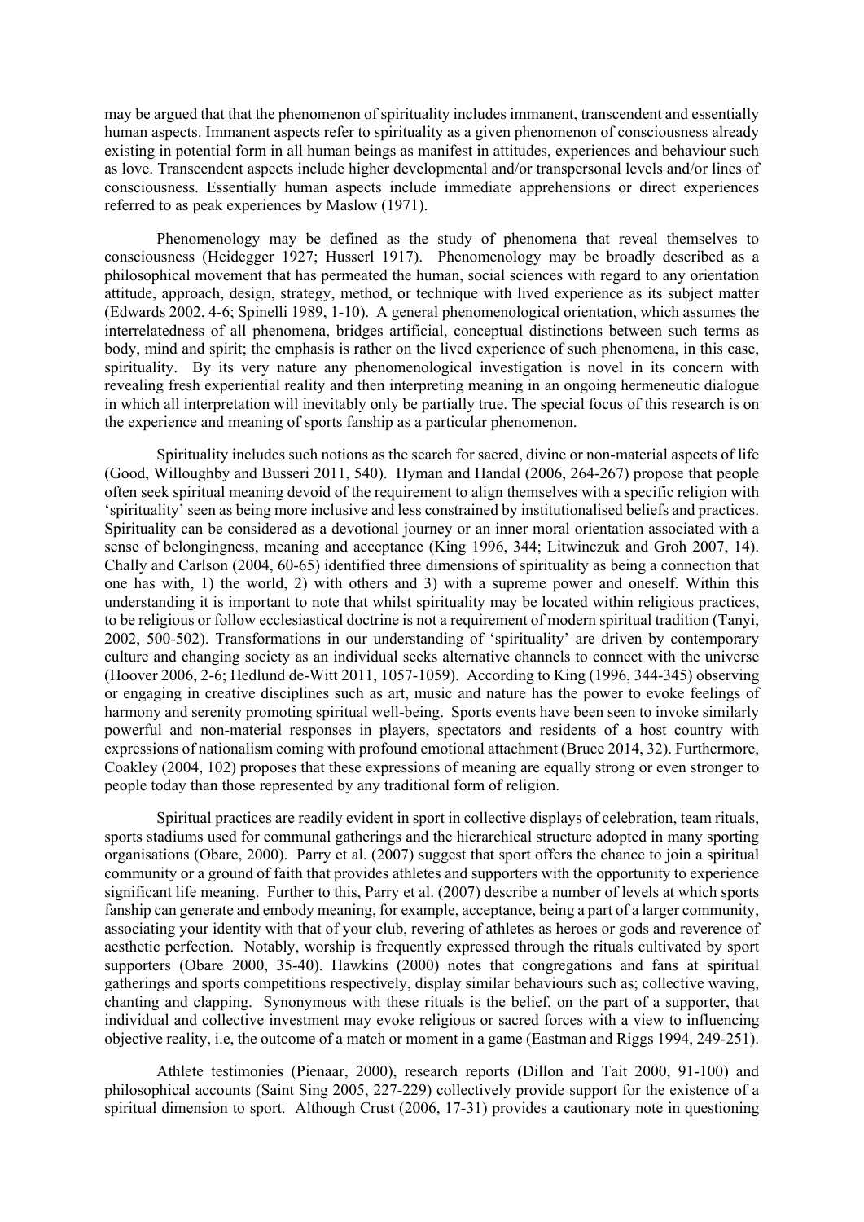may be argued that that the phenomenon of spirituality includes immanent, transcendent and essentially human aspects. Immanent aspects refer to spirituality as a given phenomenon of consciousness already existing in potential form in all human beings as manifest in attitudes, experiences and behaviour such as love. Transcendent aspects include higher developmental and/or transpersonal levels and/or lines of consciousness. Essentially human aspects include immediate apprehensions or direct experiences referred to as peak experiences by Maslow (1971).

Phenomenology may be defined as the study of phenomena that reveal themselves to consciousness (Heidegger 1927; Husserl 1917). Phenomenology may be broadly described as a philosophical movement that has permeated the human, social sciences with regard to any orientation attitude, approach, design, strategy, method, or technique with lived experience as its subject matter (Edwards 2002, 4-6; Spinelli 1989, 1-10). A general phenomenological orientation, which assumes the interrelatedness of all phenomena, bridges artificial, conceptual distinctions between such terms as body, mind and spirit; the emphasis is rather on the lived experience of such phenomena, in this case, spirituality. By its very nature any phenomenological investigation is novel in its concern with revealing fresh experiential reality and then interpreting meaning in an ongoing hermeneutic dialogue in which all interpretation will inevitably only be partially true. The special focus of this research is on the experience and meaning of sports fanship as a particular phenomenon.

Spirituality includes such notions as the search for sacred, divine or non-material aspects of life (Good, Willoughby and Busseri 2011, 540). Hyman and Handal (2006, 264-267) propose that people often seek spiritual meaning devoid of the requirement to align themselves with a specific religion with 'spirituality' seen as being more inclusive and less constrained by institutionalised beliefs and practices. Spirituality can be considered as a devotional journey or an inner moral orientation associated with a sense of belongingness, meaning and acceptance (King 1996, 344; Litwinczuk and Groh 2007, 14). Chally and Carlson (2004, 60-65) identified three dimensions of spirituality as being a connection that one has with, 1) the world, 2) with others and 3) with a supreme power and oneself. Within this understanding it is important to note that whilst spirituality may be located within religious practices, to be religious or follow ecclesiastical doctrine is not a requirement of modern spiritual tradition (Tanyi, 2002, 500-502). Transformations in our understanding of 'spirituality' are driven by contemporary culture and changing society as an individual seeks alternative channels to connect with the universe (Hoover 2006, 2-6; Hedlund de-Witt 2011, 1057-1059). According to King (1996, 344-345) observing or engaging in creative disciplines such as art, music and nature has the power to evoke feelings of harmony and serenity promoting spiritual well-being. Sports events have been seen to invoke similarly powerful and non-material responses in players, spectators and residents of a host country with expressions of nationalism coming with profound emotional attachment (Bruce 2014, 32). Furthermore, Coakley (2004, 102) proposes that these expressions of meaning are equally strong or even stronger to people today than those represented by any traditional form of religion.

Spiritual practices are readily evident in sport in collective displays of celebration, team rituals, sports stadiums used for communal gatherings and the hierarchical structure adopted in many sporting organisations (Obare, 2000). Parry et al. (2007) suggest that sport offers the chance to join a spiritual community or a ground of faith that provides athletes and supporters with the opportunity to experience significant life meaning. Further to this, Parry et al. (2007) describe a number of levels at which sports fanship can generate and embody meaning, for example, acceptance, being a part of a larger community, associating your identity with that of your club, revering of athletes as heroes or gods and reverence of aesthetic perfection. Notably, worship is frequently expressed through the rituals cultivated by sport supporters (Obare 2000, 35-40). Hawkins (2000) notes that congregations and fans at spiritual gatherings and sports competitions respectively, display similar behaviours such as; collective waving, chanting and clapping. Synonymous with these rituals is the belief, on the part of a supporter, that individual and collective investment may evoke religious or sacred forces with a view to influencing objective reality, i.e, the outcome of a match or moment in a game (Eastman and Riggs 1994, 249-251).

Athlete testimonies (Pienaar, 2000), research reports (Dillon and Tait 2000, 91-100) and philosophical accounts (Saint Sing 2005, 227-229) collectively provide support for the existence of a spiritual dimension to sport. Although Crust (2006, 17-31) provides a cautionary note in questioning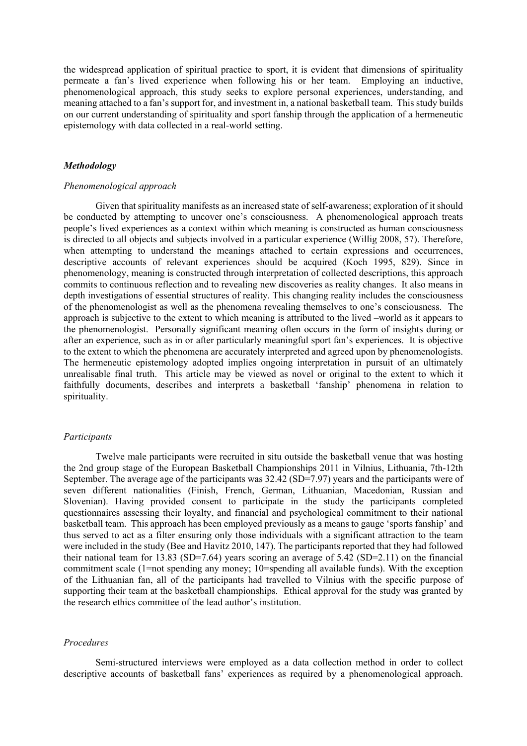the widespread application of spiritual practice to sport, it is evident that dimensions of spirituality permeate a fan's lived experience when following his or her team. Employing an inductive, phenomenological approach, this study seeks to explore personal experiences, understanding, and meaning attached to a fan's support for, and investment in, a national basketball team. This study builds on our current understanding of spirituality and sport fanship through the application of a hermeneutic epistemology with data collected in a real-world setting.

### *Methodology*

#### *Phenomenological approach*

Given that spirituality manifests as an increased state of self-awareness; exploration of it should be conducted by attempting to uncover one's consciousness. A phenomenological approach treats people's lived experiences as a context within which meaning is constructed as human consciousness is directed to all objects and subjects involved in a particular experience (Willig 2008, 57). Therefore, when attempting to understand the meanings attached to certain expressions and occurrences, descriptive accounts of relevant experiences should be acquired (Koch 1995, 829). Since in phenomenology, meaning is constructed through interpretation of collected descriptions, this approach commits to continuous reflection and to revealing new discoveries as reality changes. It also means in depth investigations of essential structures of reality. This changing reality includes the consciousness of the phenomenologist as well as the phenomena revealing themselves to one's consciousness. The approach is subjective to the extent to which meaning is attributed to the lived –world as it appears to the phenomenologist. Personally significant meaning often occurs in the form of insights during or after an experience, such as in or after particularly meaningful sport fan's experiences. It is objective to the extent to which the phenomena are accurately interpreted and agreed upon by phenomenologists. The hermeneutic epistemology adopted implies ongoing interpretation in pursuit of an ultimately unrealisable final truth. This article may be viewed as novel or original to the extent to which it faithfully documents, describes and interprets a basketball 'fanship' phenomena in relation to spirituality.

#### *Participants*

Twelve male participants were recruited in situ outside the basketball venue that was hosting the 2nd group stage of the European Basketball Championships 2011 in Vilnius, Lithuania, 7th-12th September. The average age of the participants was 32.42 (SD=7.97) years and the participants were of seven different nationalities (Finish, French, German, Lithuanian, Macedonian, Russian and Slovenian). Having provided consent to participate in the study the participants completed questionnaires assessing their loyalty, and financial and psychological commitment to their national basketball team. This approach has been employed previously as a means to gauge 'sports fanship' and thus served to act as a filter ensuring only those individuals with a significant attraction to the team were included in the study (Bee and Havitz 2010, 147). The participants reported that they had followed their national team for 13.83 (SD=7.64) years scoring an average of 5.42 (SD=2.11) on the financial commitment scale (1=not spending any money; 10=spending all available funds). With the exception of the Lithuanian fan, all of the participants had travelled to Vilnius with the specific purpose of supporting their team at the basketball championships. Ethical approval for the study was granted by the research ethics committee of the lead author's institution.

#### *Procedures*

Semi-structured interviews were employed as a data collection method in order to collect descriptive accounts of basketball fans' experiences as required by a phenomenological approach.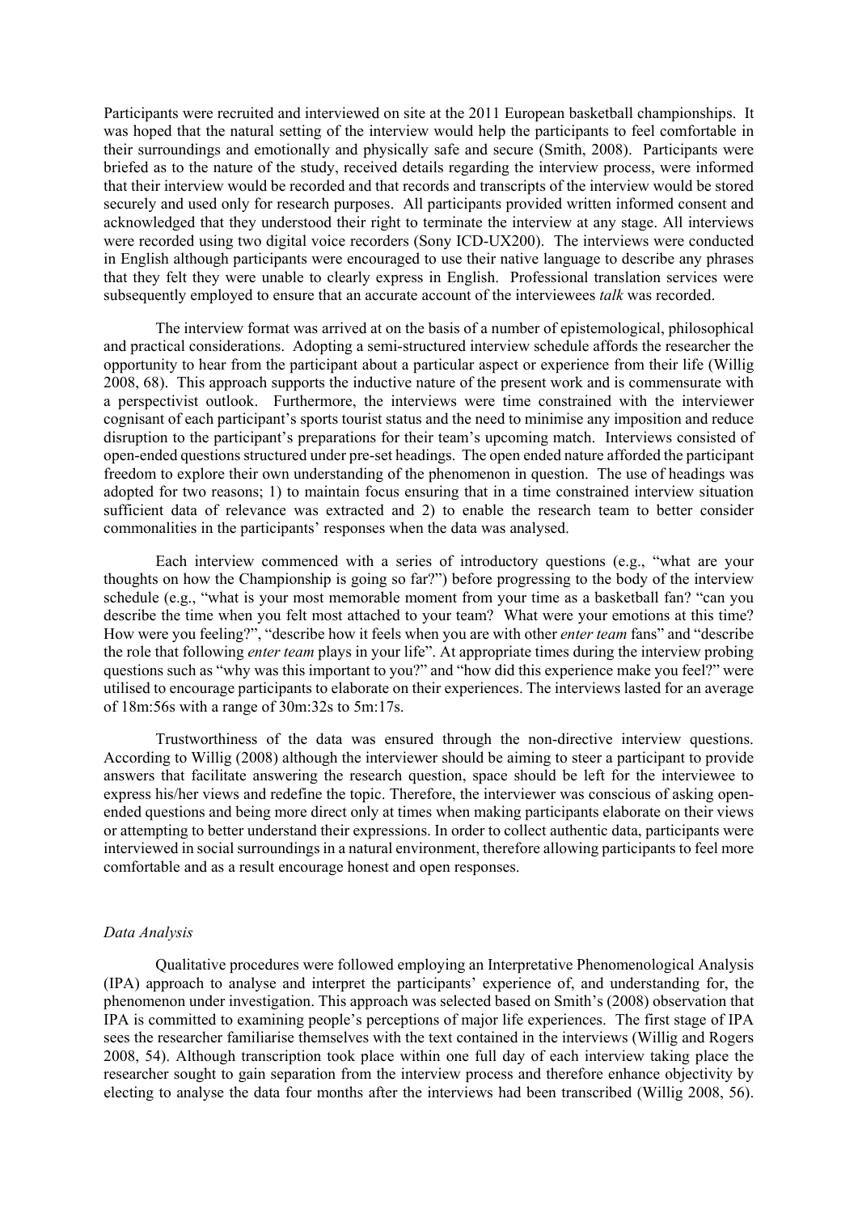Participants were recruited and interviewed on site at the 2011 European basketball championships. It was hoped that the natural setting of the interview would help the participants to feel comfortable in their surroundings and emotionally and physically safe and secure (Smith, 2008). Participants were briefed as to the nature of the study, received details regarding the interview process, were informed that their interview would be recorded and that records and transcripts of the interview would be stored securely and used only for research purposes. All participants provided written informed consent and acknowledged that they understood their right to terminate the interview at any stage. All interviews were recorded using two digital voice recorders (Sony ICD-UX200). The interviews were conducted in English although participants were encouraged to use their native language to describe any phrases that they felt they were unable to clearly express in English. Professional translation services were subsequently employed to ensure that an accurate account of the interviewees *talk* was recorded.

The interview format was arrived at on the basis of a number of epistemological, philosophical and practical considerations. Adopting a semi-structured interview schedule affords the researcher the opportunity to hear from the participant about a particular aspect or experience from their life (Willig 2008, 68). This approach supports the inductive nature of the present work and is commensurate with a perspectivist outlook. Furthermore, the interviews were time constrained with the interviewer cognisant of each participant's sports tourist status and the need to minimise any imposition and reduce disruption to the participant's preparations for their team's upcoming match. Interviews consisted of open-ended questions structured under pre-set headings. The open ended nature afforded the participant freedom to explore their own understanding of the phenomenon in question. The use of headings was adopted for two reasons; 1) to maintain focus ensuring that in a time constrained interview situation sufficient data of relevance was extracted and 2) to enable the research team to better consider commonalities in the participants' responses when the data was analysed.

Each interview commenced with a series of introductory questions (e.g., "what are your thoughts on how the Championship is going so far?") before progressing to the body of the interview schedule (e.g., "what is your most memorable moment from your time as a basketball fan? "can you describe the time when you felt most attached to your team? What were your emotions at this time? How were you feeling?", "describe how it feels when you are with other *enter team* fans" and "describe the role that following *enter team* plays in your life". At appropriate times during the interview probing questions such as "why was this important to you?" and "how did this experience make you feel?" were utilised to encourage participants to elaborate on their experiences. The interviews lasted for an average of 18m:56s with a range of 30m:32s to 5m:17s.

Trustworthiness of the data was ensured through the non-directive interview questions. According to Willig (2008) although the interviewer should be aiming to steer a participant to provide answers that facilitate answering the research question, space should be left for the interviewee to express his/her views and redefine the topic. Therefore, the interviewer was conscious of asking open-ended questions and being more direct only at times when making participants elaborate on their views or attempting to better understand their expressions. In order to collect authentic data, participants were interviewed in social surroundings in a natural environment, therefore allowing participants to feel more comfortable and as a result encourage honest and open responses.

*Data Analysis*

Qualitative procedures were followed employing an Interpretative Phenomenological Analysis (IPA) approach to analyse and interpret the participants' experience of, and understanding for, the phenomenon under investigation. This approach was selected based on Smith's (2008) observation that IPA is committed to examining people's perceptions of major life experiences. The first stage of IPA sees the researcher familiarise themselves with the text contained in the interviews (Willig and Rogers 2008, 54). Although transcription took place within one full day of each interview taking place the researcher sought to gain separation from the interview process and therefore enhance objectivity by electing to analyse the data four months after the interviews had been transcribed (Willig 2008, 56).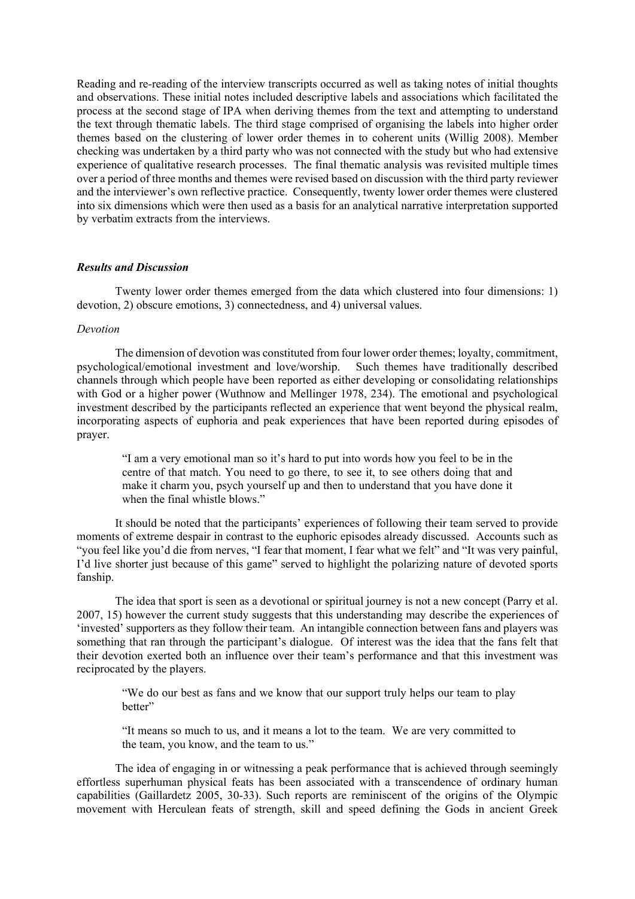Reading and re-reading of the interview transcripts occurred as well as taking notes of initial thoughts and observations. These initial notes included descriptive labels and associations which facilitated the process at the second stage of IPA when deriving themes from the text and attempting to understand the text through thematic labels. The third stage comprised of organising the labels into higher order themes based on the clustering of lower order themes in to coherent units (Willig 2008). Member checking was undertaken by a third party who was not connected with the study but who had extensive experience of qualitative research processes. The final thematic analysis was revisited multiple times over a period of three months and themes were revised based on discussion with the third party reviewer and the interviewer's own reflective practice. Consequently, twenty lower order themes were clustered into six dimensions which were then used as a basis for an analytical narrative interpretation supported by verbatim extracts from the interviews.

### *Results and Discussion*

Twenty lower order themes emerged from the data which clustered into four dimensions: 1) devotion, 2) obscure emotions, 3) connectedness, and 4) universal values.

*Devotion*

The dimension of devotion was constituted from four lower order themes; loyalty, commitment, psychological/emotional investment and love/worship. Such themes have traditionally described channels through which people have been reported as either developing or consolidating relationships with God or a higher power (Wuthnow and Mellinger 1978, 234). The emotional and psychological investment described by the participants reflected an experience that went beyond the physical realm, incorporating aspects of euphoria and peak experiences that have been reported during episodes of prayer.

> "I am a very emotional man so it's hard to put into words how you feel to be in the centre of that match. You need to go there, to see it, to see others doing that and make it charm you, psych yourself up and then to understand that you have done it when the final whistle blows."

It should be noted that the participants' experiences of following their team served to provide moments of extreme despair in contrast to the euphoric episodes already discussed. Accounts such as "you feel like you'd die from nerves, "I fear that moment, I fear what we felt" and "It was very painful, I'd live shorter just because of this game" served to highlight the polarizing nature of devoted sports fanship.

The idea that sport is seen as a devotional or spiritual journey is not a new concept (Parry et al. 2007, 15) however the current study suggests that this understanding may describe the experiences of 'invested' supporters as they follow their team. An intangible connection between fans and players was something that ran through the participant's dialogue. Of interest was the idea that the fans felt that their devotion exerted both an influence over their team's performance and that this investment was reciprocated by the players.

> "We do our best as fans and we know that our support truly helps our team to play better"
>
> "It means so much to us, and it means a lot to the team. We are very committed to the team, you know, and the team to us."

The idea of engaging in or witnessing a peak performance that is achieved through seemingly effortless superhuman physical feats has been associated with a transcendence of ordinary human capabilities (Gaillardetz 2005, 30-33). Such reports are reminiscent of the origins of the Olympic movement with Herculean feats of strength, skill and speed defining the Gods in ancient Greek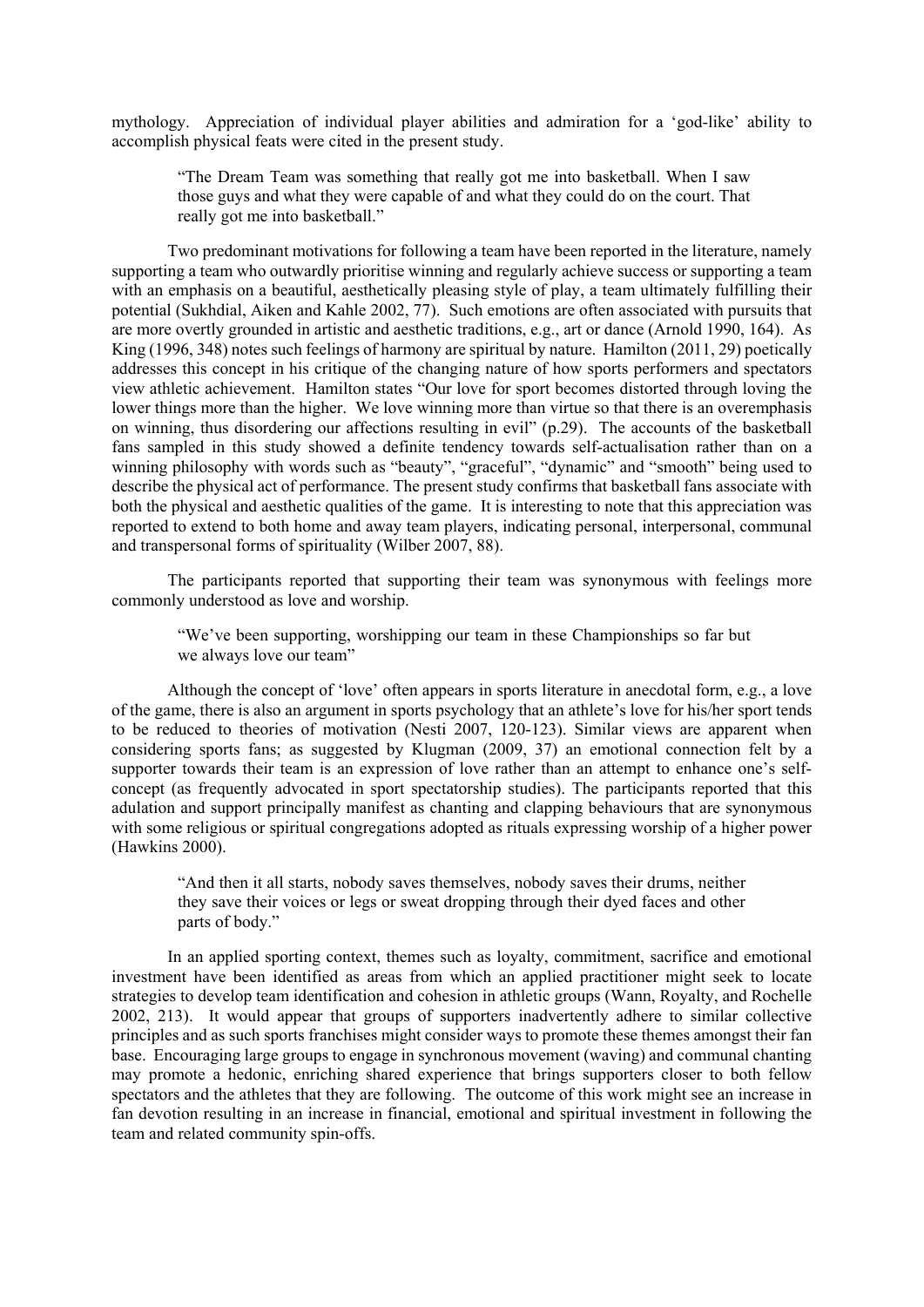mythology. Appreciation of individual player abilities and admiration for a 'god-like' ability to accomplish physical feats were cited in the present study.

> "The Dream Team was something that really got me into basketball. When I saw those guys and what they were capable of and what they could do on the court. That really got me into basketball."

Two predominant motivations for following a team have been reported in the literature, namely supporting a team who outwardly prioritise winning and regularly achieve success or supporting a team with an emphasis on a beautiful, aesthetically pleasing style of play, a team ultimately fulfilling their potential (Sukhdial, Aiken and Kahle 2002, 77). Such emotions are often associated with pursuits that are more overtly grounded in artistic and aesthetic traditions, e.g., art or dance (Arnold 1990, 164). As King (1996, 348) notes such feelings of harmony are spiritual by nature. Hamilton (2011, 29) poetically addresses this concept in his critique of the changing nature of how sports performers and spectators view athletic achievement. Hamilton states "Our love for sport becomes distorted through loving the lower things more than the higher. We love winning more than virtue so that there is an overemphasis on winning, thus disordering our affections resulting in evil" (p.29). The accounts of the basketball fans sampled in this study showed a definite tendency towards self-actualisation rather than on a winning philosophy with words such as "beauty", "graceful", "dynamic" and "smooth" being used to describe the physical act of performance. The present study confirms that basketball fans associate with both the physical and aesthetic qualities of the game. It is interesting to note that this appreciation was reported to extend to both home and away team players, indicating personal, interpersonal, communal and transpersonal forms of spirituality (Wilber 2007, 88).

The participants reported that supporting their team was synonymous with feelings more commonly understood as love and worship.

> "We've been supporting, worshipping our team in these Championships so far but we always love our team"

Although the concept of 'love' often appears in sports literature in anecdotal form, e.g., a love of the game, there is also an argument in sports psychology that an athlete's love for his/her sport tends to be reduced to theories of motivation (Nesti 2007, 120-123). Similar views are apparent when considering sports fans; as suggested by Klugman (2009, 37) an emotional connection felt by a supporter towards their team is an expression of love rather than an attempt to enhance one's self-concept (as frequently advocated in sport spectatorship studies). The participants reported that this adulation and support principally manifest as chanting and clapping behaviours that are synonymous with some religious or spiritual congregations adopted as rituals expressing worship of a higher power (Hawkins 2000).

> "And then it all starts, nobody saves themselves, nobody saves their drums, neither they save their voices or legs or sweat dropping through their dyed faces and other parts of body."

In an applied sporting context, themes such as loyalty, commitment, sacrifice and emotional investment have been identified as areas from which an applied practitioner might seek to locate strategies to develop team identification and cohesion in athletic groups (Wann, Royalty, and Rochelle 2002, 213). It would appear that groups of supporters inadvertently adhere to similar collective principles and as such sports franchises might consider ways to promote these themes amongst their fan base. Encouraging large groups to engage in synchronous movement (waving) and communal chanting may promote a hedonic, enriching shared experience that brings supporters closer to both fellow spectators and the athletes that they are following. The outcome of this work might see an increase in fan devotion resulting in an increase in financial, emotional and spiritual investment in following the team and related community spin-offs.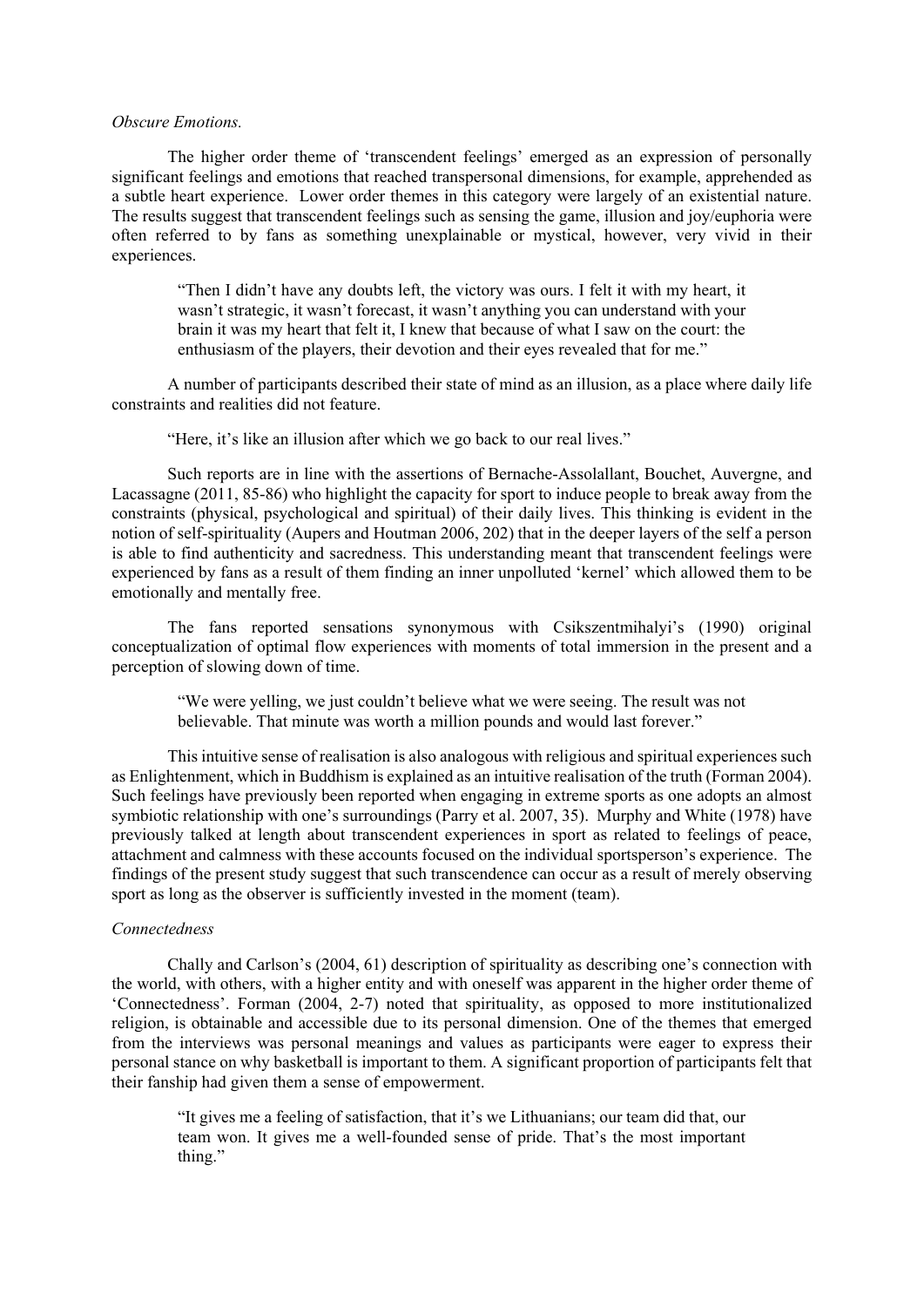*Obscure Emotions.*

The higher order theme of 'transcendent feelings' emerged as an expression of personally significant feelings and emotions that reached transpersonal dimensions, for example, apprehended as a subtle heart experience. Lower order themes in this category were largely of an existential nature. The results suggest that transcendent feelings such as sensing the game, illusion and joy/euphoria were often referred to by fans as something unexplainable or mystical, however, very vivid in their experiences.

> "Then I didn't have any doubts left, the victory was ours. I felt it with my heart, it wasn't strategic, it wasn't forecast, it wasn't anything you can understand with your brain it was my heart that felt it, I knew that because of what I saw on the court: the enthusiasm of the players, their devotion and their eyes revealed that for me."

A number of participants described their state of mind as an illusion, as a place where daily life constraints and realities did not feature.

> "Here, it's like an illusion after which we go back to our real lives."

Such reports are in line with the assertions of Bernache-Assolallant, Bouchet, Auvergne, and Lacassagne (2011, 85-86) who highlight the capacity for sport to induce people to break away from the constraints (physical, psychological and spiritual) of their daily lives. This thinking is evident in the notion of self-spirituality (Aupers and Houtman 2006, 202) that in the deeper layers of the self a person is able to find authenticity and sacredness. This understanding meant that transcendent feelings were experienced by fans as a result of them finding an inner unpolluted 'kernel' which allowed them to be emotionally and mentally free.

The fans reported sensations synonymous with Csikszentmihalyi's (1990) original conceptualization of optimal flow experiences with moments of total immersion in the present and a perception of slowing down of time.

> "We were yelling, we just couldn't believe what we were seeing. The result was not believable. That minute was worth a million pounds and would last forever."

This intuitive sense of realisation is also analogous with religious and spiritual experiences such as Enlightenment, which in Buddhism is explained as an intuitive realisation of the truth (Forman 2004). Such feelings have previously been reported when engaging in extreme sports as one adopts an almost symbiotic relationship with one's surroundings (Parry et al. 2007, 35). Murphy and White (1978) have previously talked at length about transcendent experiences in sport as related to feelings of peace, attachment and calmness with these accounts focused on the individual sportsperson's experience. The findings of the present study suggest that such transcendence can occur as a result of merely observing sport as long as the observer is sufficiently invested in the moment (team).

*Connectedness*

Chally and Carlson's (2004, 61) description of spirituality as describing one's connection with the world, with others, with a higher entity and with oneself was apparent in the higher order theme of 'Connectedness'. Forman (2004, 2-7) noted that spirituality, as opposed to more institutionalized religion, is obtainable and accessible due to its personal dimension. One of the themes that emerged from the interviews was personal meanings and values as participants were eager to express their personal stance on why basketball is important to them. A significant proportion of participants felt that their fanship had given them a sense of empowerment.

> "It gives me a feeling of satisfaction, that it's we Lithuanians; our team did that, our team won. It gives me a well-founded sense of pride. That's the most important thing."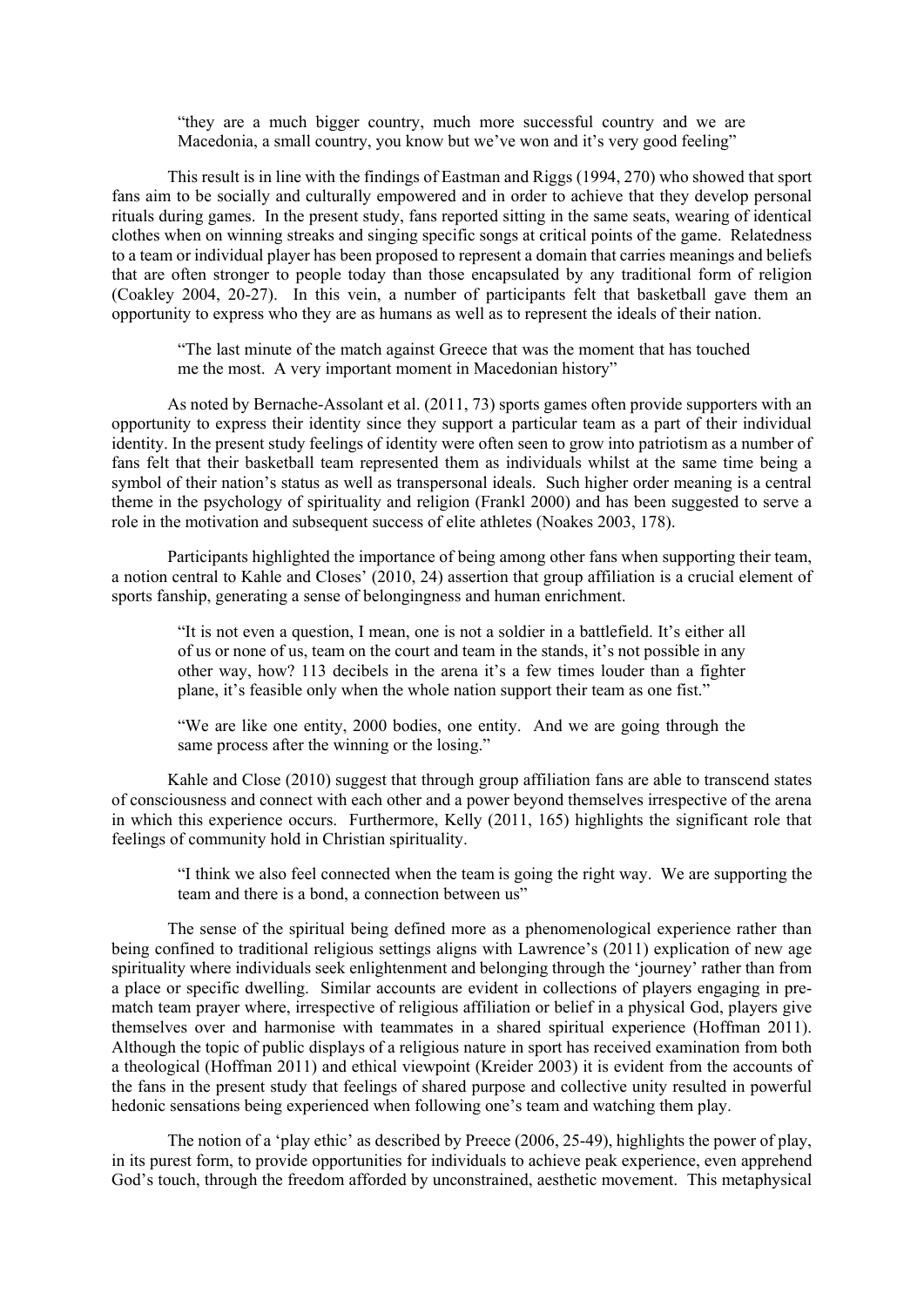> "they are a much bigger country, much more successful country and we are Macedonia, a small country, you know but we've won and it's very good feeling"

This result is in line with the findings of Eastman and Riggs (1994, 270) who showed that sport fans aim to be socially and culturally empowered and in order to achieve that they develop personal rituals during games. In the present study, fans reported sitting in the same seats, wearing of identical clothes when on winning streaks and singing specific songs at critical points of the game. Relatedness to a team or individual player has been proposed to represent a domain that carries meanings and beliefs that are often stronger to people today than those encapsulated by any traditional form of religion (Coakley 2004, 20-27). In this vein, a number of participants felt that basketball gave them an opportunity to express who they are as humans as well as to represent the ideals of their nation.

> "The last minute of the match against Greece that was the moment that has touched me the most. A very important moment in Macedonian history"

As noted by Bernache-Assolant et al. (2011, 73) sports games often provide supporters with an opportunity to express their identity since they support a particular team as a part of their individual identity. In the present study feelings of identity were often seen to grow into patriotism as a number of fans felt that their basketball team represented them as individuals whilst at the same time being a symbol of their nation's status as well as transpersonal ideals. Such higher order meaning is a central theme in the psychology of spirituality and religion (Frankl 2000) and has been suggested to serve a role in the motivation and subsequent success of elite athletes (Noakes 2003, 178).

Participants highlighted the importance of being among other fans when supporting their team, a notion central to Kahle and Closes' (2010, 24) assertion that group affiliation is a crucial element of sports fanship, generating a sense of belongingness and human enrichment.

> "It is not even a question, I mean, one is not a soldier in a battlefield. It's either all of us or none of us, team on the court and team in the stands, it's not possible in any other way, how? 113 decibels in the arena it's a few times louder than a fighter plane, it's feasible only when the whole nation support their team as one fist."

> "We are like one entity, 2000 bodies, one entity. And we are going through the same process after the winning or the losing."

Kahle and Close (2010) suggest that through group affiliation fans are able to transcend states of consciousness and connect with each other and a power beyond themselves irrespective of the arena in which this experience occurs. Furthermore, Kelly (2011, 165) highlights the significant role that feelings of community hold in Christian spirituality.

> "I think we also feel connected when the team is going the right way. We are supporting the team and there is a bond, a connection between us"

The sense of the spiritual being defined more as a phenomenological experience rather than being confined to traditional religious settings aligns with Lawrence's (2011) explication of new age spirituality where individuals seek enlightenment and belonging through the 'journey' rather than from a place or specific dwelling. Similar accounts are evident in collections of players engaging in pre-match team prayer where, irrespective of religious affiliation or belief in a physical God, players give themselves over and harmonise with teammates in a shared spiritual experience (Hoffman 2011). Although the topic of public displays of a religious nature in sport has received examination from both a theological (Hoffman 2011) and ethical viewpoint (Kreider 2003) it is evident from the accounts of the fans in the present study that feelings of shared purpose and collective unity resulted in powerful hedonic sensations being experienced when following one's team and watching them play.

The notion of a 'play ethic' as described by Preece (2006, 25-49), highlights the power of play, in its purest form, to provide opportunities for individuals to achieve peak experience, even apprehend God's touch, through the freedom afforded by unconstrained, aesthetic movement. This metaphysical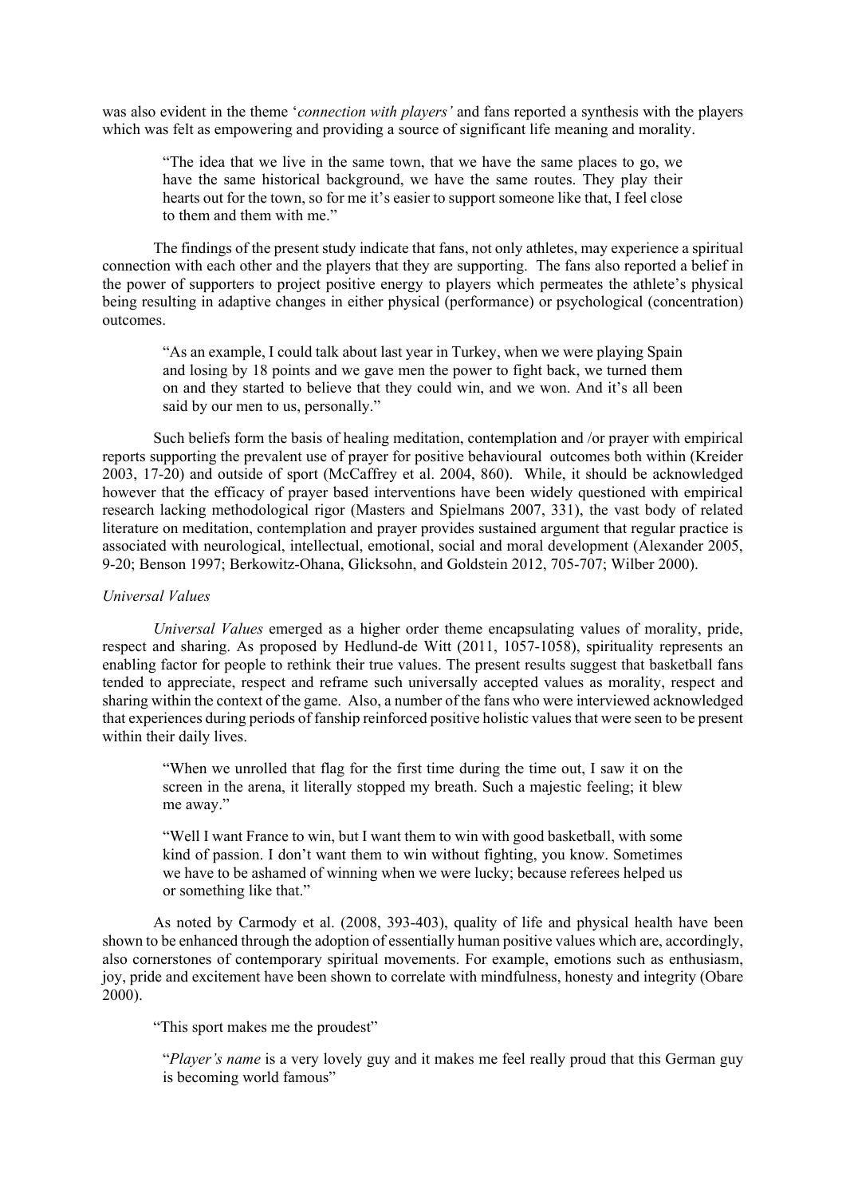was also evident in the theme '*connection with players'* and fans reported a synthesis with the players which was felt as empowering and providing a source of significant life meaning and morality.

> "The idea that we live in the same town, that we have the same places to go, we have the same historical background, we have the same routes. They play their hearts out for the town, so for me it's easier to support someone like that, I feel close to them and them with me."

The findings of the present study indicate that fans, not only athletes, may experience a spiritual connection with each other and the players that they are supporting. The fans also reported a belief in the power of supporters to project positive energy to players which permeates the athlete's physical being resulting in adaptive changes in either physical (performance) or psychological (concentration) outcomes.

> "As an example, I could talk about last year in Turkey, when we were playing Spain and losing by 18 points and we gave men the power to fight back, we turned them on and they started to believe that they could win, and we won. And it's all been said by our men to us, personally."

Such beliefs form the basis of healing meditation, contemplation and /or prayer with empirical reports supporting the prevalent use of prayer for positive behavioural outcomes both within (Kreider 2003, 17-20) and outside of sport (McCaffrey et al. 2004, 860). While, it should be acknowledged however that the efficacy of prayer based interventions have been widely questioned with empirical research lacking methodological rigor (Masters and Spielmans 2007, 331), the vast body of related literature on meditation, contemplation and prayer provides sustained argument that regular practice is associated with neurological, intellectual, emotional, social and moral development (Alexander 2005, 9-20; Benson 1997; Berkowitz-Ohana, Glicksohn, and Goldstein 2012, 705-707; Wilber 2000).

*Universal Values*

*Universal Values* emerged as a higher order theme encapsulating values of morality, pride, respect and sharing. As proposed by Hedlund-de Witt (2011, 1057-1058), spirituality represents an enabling factor for people to rethink their true values. The present results suggest that basketball fans tended to appreciate, respect and reframe such universally accepted values as morality, respect and sharing within the context of the game. Also, a number of the fans who were interviewed acknowledged that experiences during periods of fanship reinforced positive holistic values that were seen to be present within their daily lives.

> "When we unrolled that flag for the first time during the time out, I saw it on the screen in the arena, it literally stopped my breath. Such a majestic feeling; it blew me away."

> "Well I want France to win, but I want them to win with good basketball, with some kind of passion. I don't want them to win without fighting, you know. Sometimes we have to be ashamed of winning when we were lucky; because referees helped us or something like that."

As noted by Carmody et al. (2008, 393-403), quality of life and physical health have been shown to be enhanced through the adoption of essentially human positive values which are, accordingly, also cornerstones of contemporary spiritual movements. For example, emotions such as enthusiasm, joy, pride and excitement have been shown to correlate with mindfulness, honesty and integrity (Obare 2000).

> "This sport makes me the proudest"

> "*Player's name* is a very lovely guy and it makes me feel really proud that this German guy is becoming world famous"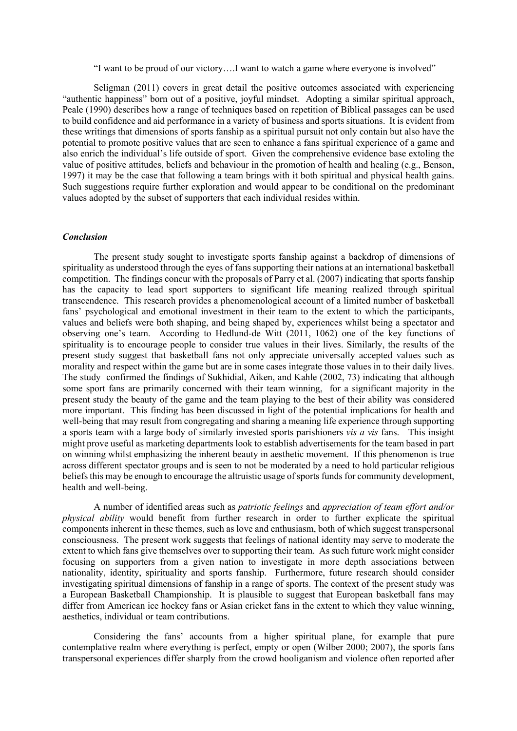"I want to be proud of our victory….I want to watch a game where everyone is involved"

Seligman (2011) covers in great detail the positive outcomes associated with experiencing "authentic happiness" born out of a positive, joyful mindset. Adopting a similar spiritual approach, Peale (1990) describes how a range of techniques based on repetition of Biblical passages can be used to build confidence and aid performance in a variety of business and sports situations. It is evident from these writings that dimensions of sports fanship as a spiritual pursuit not only contain but also have the potential to promote positive values that are seen to enhance a fans spiritual experience of a game and also enrich the individual's life outside of sport. Given the comprehensive evidence base extoling the value of positive attitudes, beliefs and behaviour in the promotion of health and healing (e.g., Benson, 1997) it may be the case that following a team brings with it both spiritual and physical health gains. Such suggestions require further exploration and would appear to be conditional on the predominant values adopted by the subset of supporters that each individual resides within.

### *Conclusion*

The present study sought to investigate sports fanship against a backdrop of dimensions of spirituality as understood through the eyes of fans supporting their nations at an international basketball competition. The findings concur with the proposals of Parry et al. (2007) indicating that sports fanship has the capacity to lead sport supporters to significant life meaning realized through spiritual transcendence. This research provides a phenomenological account of a limited number of basketball fans' psychological and emotional investment in their team to the extent to which the participants, values and beliefs were both shaping, and being shaped by, experiences whilst being a spectator and observing one's team. According to Hedlund-de Witt (2011, 1062) one of the key functions of spirituality is to encourage people to consider true values in their lives. Similarly, the results of the present study suggest that basketball fans not only appreciate universally accepted values such as morality and respect within the game but are in some cases integrate those values in to their daily lives. The study confirmed the findings of Sukhidial, Aiken, and Kahle (2002, 73) indicating that although some sport fans are primarily concerned with their team winning, for a significant majority in the present study the beauty of the game and the team playing to the best of their ability was considered more important. This finding has been discussed in light of the potential implications for health and well-being that may result from congregating and sharing a meaning life experience through supporting a sports team with a large body of similarly invested sports parishioners *vis a vis* fans. This insight might prove useful as marketing departments look to establish advertisements for the team based in part on winning whilst emphasizing the inherent beauty in aesthetic movement. If this phenomenon is true across different spectator groups and is seen to not be moderated by a need to hold particular religious beliefs this may be enough to encourage the altruistic usage of sports funds for community development, health and well-being.

A number of identified areas such as *patriotic feelings* and *appreciation of team effort and/or physical ability* would benefit from further research in order to further explicate the spiritual components inherent in these themes, such as love and enthusiasm, both of which suggest transpersonal consciousness. The present work suggests that feelings of national identity may serve to moderate the extent to which fans give themselves over to supporting their team. As such future work might consider focusing on supporters from a given nation to investigate in more depth associations between nationality, identity, spirituality and sports fanship. Furthermore, future research should consider investigating spiritual dimensions of fanship in a range of sports. The context of the present study was a European Basketball Championship. It is plausible to suggest that European basketball fans may differ from American ice hockey fans or Asian cricket fans in the extent to which they value winning, aesthetics, individual or team contributions.

Considering the fans' accounts from a higher spiritual plane, for example that pure contemplative realm where everything is perfect, empty or open (Wilber 2000; 2007), the sports fans transpersonal experiences differ sharply from the crowd hooliganism and violence often reported after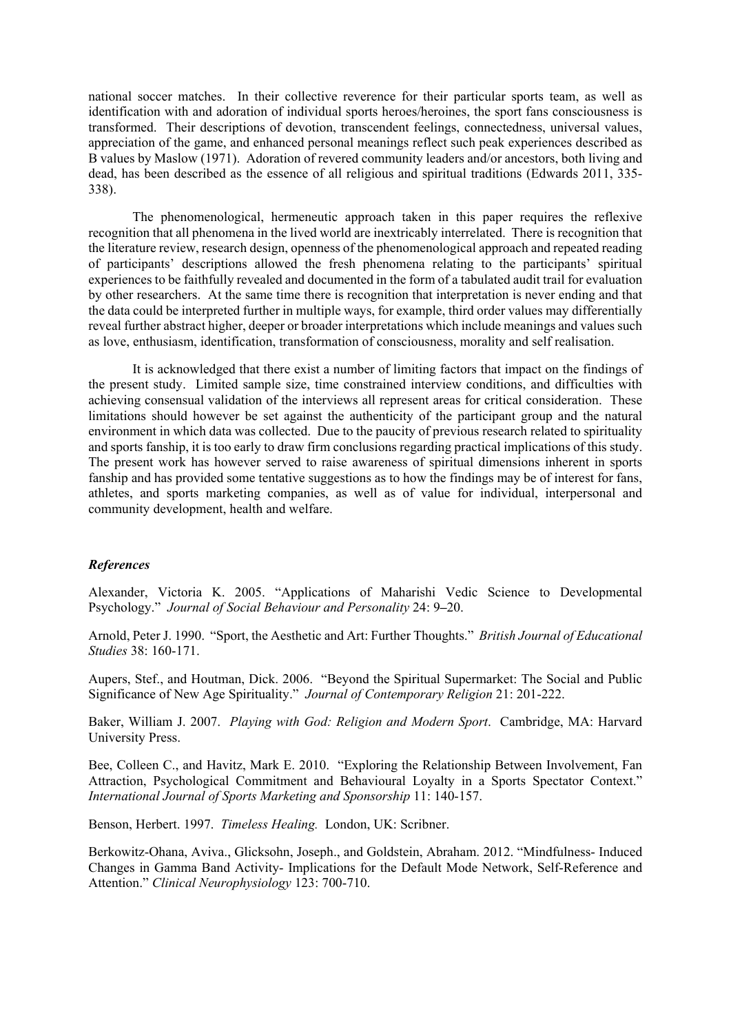national soccer matches. In their collective reverence for their particular sports team, as well as identification with and adoration of individual sports heroes/heroines, the sport fans consciousness is transformed. Their descriptions of devotion, transcendent feelings, connectedness, universal values, appreciation of the game, and enhanced personal meanings reflect such peak experiences described as B values by Maslow (1971). Adoration of revered community leaders and/or ancestors, both living and dead, has been described as the essence of all religious and spiritual traditions (Edwards 2011, 335-338).

The phenomenological, hermeneutic approach taken in this paper requires the reflexive recognition that all phenomena in the lived world are inextricably interrelated. There is recognition that the literature review, research design, openness of the phenomenological approach and repeated reading of participants' descriptions allowed the fresh phenomena relating to the participants' spiritual experiences to be faithfully revealed and documented in the form of a tabulated audit trail for evaluation by other researchers. At the same time there is recognition that interpretation is never ending and that the data could be interpreted further in multiple ways, for example, third order values may differentially reveal further abstract higher, deeper or broader interpretations which include meanings and values such as love, enthusiasm, identification, transformation of consciousness, morality and self realisation.

It is acknowledged that there exist a number of limiting factors that impact on the findings of the present study. Limited sample size, time constrained interview conditions, and difficulties with achieving consensual validation of the interviews all represent areas for critical consideration. These limitations should however be set against the authenticity of the participant group and the natural environment in which data was collected. Due to the paucity of previous research related to spirituality and sports fanship, it is too early to draw firm conclusions regarding practical implications of this study. The present work has however served to raise awareness of spiritual dimensions inherent in sports fanship and has provided some tentative suggestions as to how the findings may be of interest for fans, athletes, and sports marketing companies, as well as of value for individual, interpersonal and community development, health and welfare.

***References***

Alexander, Victoria K. 2005. "Applications of Maharishi Vedic Science to Developmental Psychology." *Journal of Social Behaviour and Personality* 24: 9–20.

Arnold, Peter J. 1990. "Sport, the Aesthetic and Art: Further Thoughts." *British Journal of Educational Studies* 38: 160-171.

Aupers, Stef., and Houtman, Dick. 2006. "Beyond the Spiritual Supermarket: The Social and Public Significance of New Age Spirituality." *Journal of Contemporary Religion* 21: 201-222.

Baker, William J. 2007. *Playing with God: Religion and Modern Sport*. Cambridge, MA: Harvard University Press.

Bee, Colleen C., and Havitz, Mark E. 2010. "Exploring the Relationship Between Involvement, Fan Attraction, Psychological Commitment and Behavioural Loyalty in a Sports Spectator Context." *International Journal of Sports Marketing and Sponsorship* 11: 140-157.

Benson, Herbert. 1997. *Timeless Healing.* London, UK: Scribner.

Berkowitz-Ohana, Aviva., Glicksohn, Joseph., and Goldstein, Abraham. 2012. "Mindfulness- Induced Changes in Gamma Band Activity- Implications for the Default Mode Network, Self-Reference and Attention." *Clinical Neurophysiology* 123: 700-710.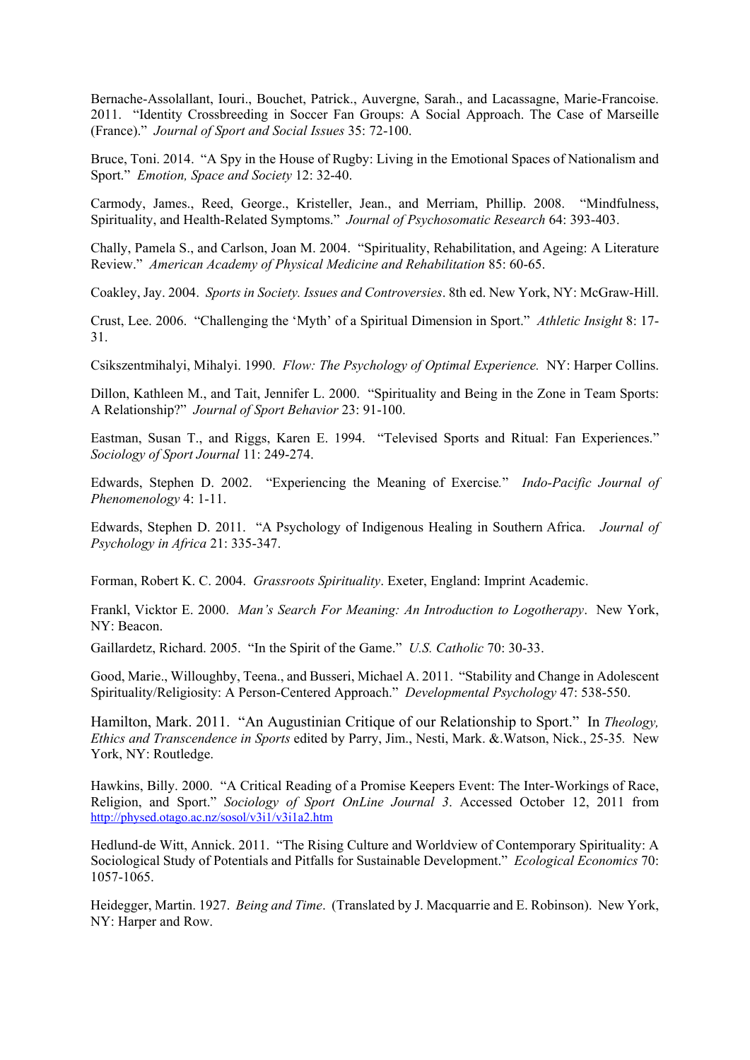Bernache-Assolallant, Iouri., Bouchet, Patrick., Auvergne, Sarah., and Lacassagne, Marie-Francoise. 2011. "Identity Crossbreeding in Soccer Fan Groups: A Social Approach. The Case of Marseille (France)." *Journal of Sport and Social Issues* 35: 72-100.

Bruce, Toni. 2014. "A Spy in the House of Rugby: Living in the Emotional Spaces of Nationalism and Sport." *Emotion, Space and Society* 12: 32-40.

Carmody, James., Reed, George., Kristeller, Jean., and Merriam, Phillip. 2008. "Mindfulness, Spirituality, and Health-Related Symptoms." *Journal of Psychosomatic Research* 64: 393-403.

Chally, Pamela S., and Carlson, Joan M. 2004. "Spirituality, Rehabilitation, and Ageing: A Literature Review." *American Academy of Physical Medicine and Rehabilitation* 85: 60-65.

Coakley, Jay. 2004. *Sports in Society. Issues and Controversies*. 8th ed. New York, NY: McGraw-Hill.

Crust, Lee. 2006. "Challenging the 'Myth' of a Spiritual Dimension in Sport." *Athletic Insight* 8: 17-31.

Csikszentmihalyi, Mihalyi. 1990. *Flow: The Psychology of Optimal Experience.* NY: Harper Collins.

Dillon, Kathleen M., and Tait, Jennifer L. 2000. "Spirituality and Being in the Zone in Team Sports: A Relationship?" *Journal of Sport Behavior* 23: 91-100.

Eastman, Susan T., and Riggs, Karen E. 1994. "Televised Sports and Ritual: Fan Experiences." *Sociology of Sport Journal* 11: 249-274.

Edwards, Stephen D. 2002. "Experiencing the Meaning of Exercise." *Indo-Pacific Journal of Phenomenology* 4: 1-11.

Edwards, Stephen D. 2011. "A Psychology of Indigenous Healing in Southern Africa. *Journal of Psychology in Africa* 21: 335-347.

Forman, Robert K. C. 2004. *Grassroots Spirituality*. Exeter, England: Imprint Academic.

Frankl, Vicktor E. 2000. *Man's Search For Meaning: An Introduction to Logotherapy*. New York, NY: Beacon.

Gaillardetz, Richard. 2005. "In the Spirit of the Game." *U.S. Catholic* 70: 30-33.

Good, Marie., Willoughby, Teena., and Busseri, Michael A. 2011. "Stability and Change in Adolescent Spirituality/Religiosity: A Person-Centered Approach." *Developmental Psychology* 47: 538-550.

Hamilton, Mark. 2011. "An Augustinian Critique of our Relationship to Sport." In *Theology, Ethics and Transcendence in Sports* edited by Parry, Jim., Nesti, Mark. &.Watson, Nick., 25-35*.* New York, NY: Routledge.

Hawkins, Billy. 2000. "A Critical Reading of a Promise Keepers Event: The Inter-Workings of Race, Religion, and Sport." *Sociology of Sport OnLine Journal 3*. Accessed October 12, 2011 from http://physed.otago.ac.nz/sosol/v3i1/v3i1a2.htm

Hedlund-de Witt, Annick. 2011. "The Rising Culture and Worldview of Contemporary Spirituality: A Sociological Study of Potentials and Pitfalls for Sustainable Development." *Ecological Economics* 70: 1057-1065.

Heidegger, Martin. 1927. *Being and Time*. (Translated by J. Macquarrie and E. Robinson). New York, NY: Harper and Row.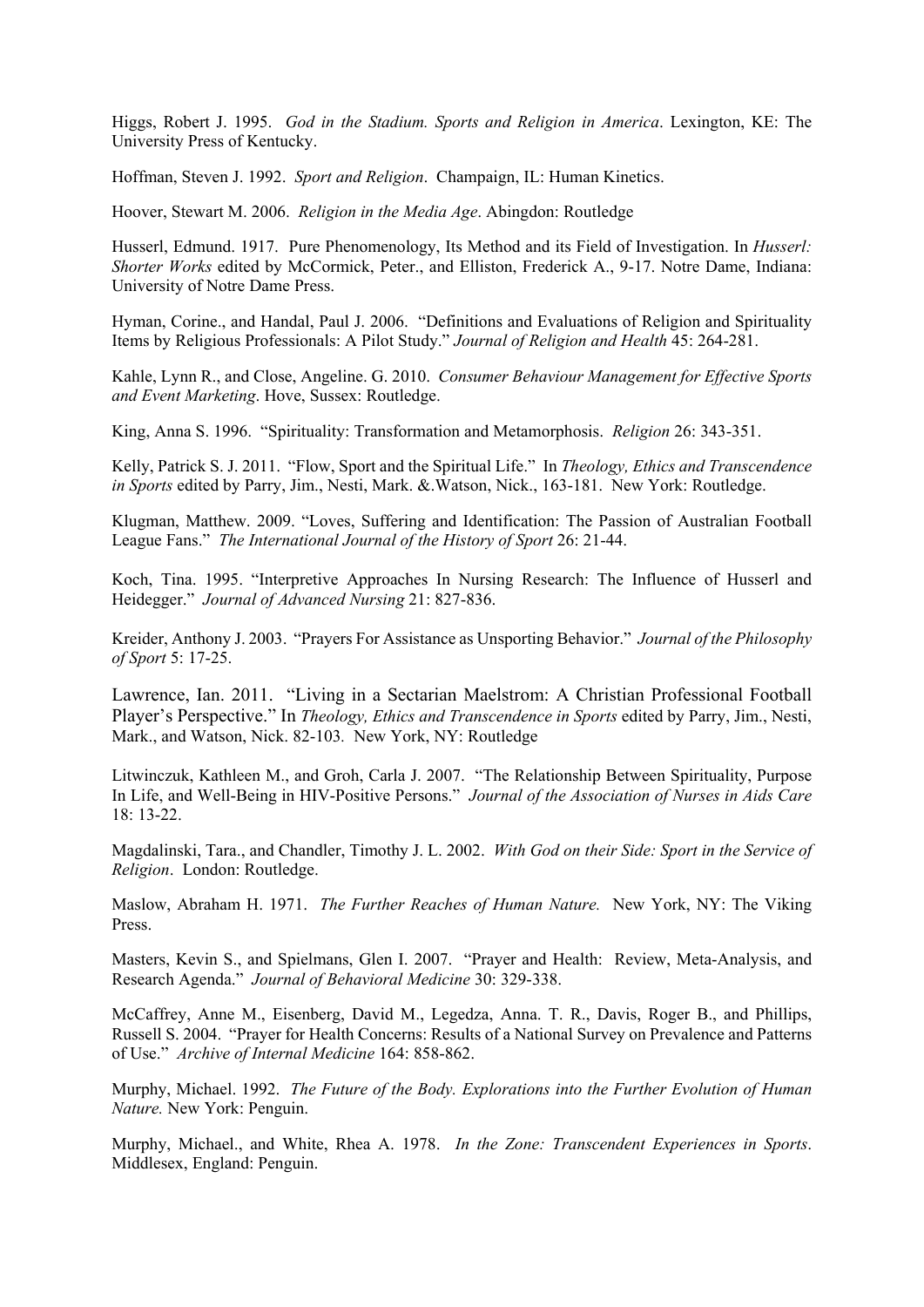Higgs, Robert J. 1995. *God in the Stadium. Sports and Religion in America*. Lexington, KE: The University Press of Kentucky.

Hoffman, Steven J. 1992. *Sport and Religion*. Champaign, IL: Human Kinetics.

Hoover, Stewart M. 2006. *Religion in the Media Age*. Abingdon: Routledge

Husserl, Edmund. 1917. Pure Phenomenology, Its Method and its Field of Investigation. In *Husserl: Shorter Works* edited by McCormick, Peter., and Elliston, Frederick A., 9-17. Notre Dame, Indiana: University of Notre Dame Press.

Hyman, Corine., and Handal, Paul J. 2006. "Definitions and Evaluations of Religion and Spirituality Items by Religious Professionals: A Pilot Study." *Journal of Religion and Health* 45: 264-281.

Kahle, Lynn R., and Close, Angeline. G. 2010. *Consumer Behaviour Management for Effective Sports and Event Marketing*. Hove, Sussex: Routledge.

King, Anna S. 1996. "Spirituality: Transformation and Metamorphosis. *Religion* 26: 343-351.

Kelly, Patrick S. J. 2011. "Flow, Sport and the Spiritual Life." In *Theology, Ethics and Transcendence in Sports* edited by Parry, Jim., Nesti, Mark. &.Watson, Nick., 163-181. New York: Routledge.

Klugman, Matthew. 2009. "Loves, Suffering and Identification: The Passion of Australian Football League Fans." *The International Journal of the History of Sport* 26: 21-44.

Koch, Tina. 1995. "Interpretive Approaches In Nursing Research: The Influence of Husserl and Heidegger." *Journal of Advanced Nursing* 21: 827-836.

Kreider, Anthony J. 2003. "Prayers For Assistance as Unsporting Behavior." *Journal of the Philosophy of Sport* 5: 17-25.

Lawrence, Ian. 2011. "Living in a Sectarian Maelstrom: A Christian Professional Football Player's Perspective." In *Theology, Ethics and Transcendence in Sports* edited by Parry, Jim., Nesti, Mark., and Watson, Nick. 82-103. New York, NY: Routledge

Litwinczuk, Kathleen M., and Groh, Carla J. 2007. "The Relationship Between Spirituality, Purpose In Life, and Well-Being in HIV-Positive Persons." *Journal of the Association of Nurses in Aids Care* 18: 13-22.

Magdalinski, Tara., and Chandler, Timothy J. L. 2002. *With God on their Side: Sport in the Service of Religion*. London: Routledge.

Maslow, Abraham H. 1971. *The Further Reaches of Human Nature.* New York, NY: The Viking Press.

Masters, Kevin S., and Spielmans, Glen I. 2007. "Prayer and Health: Review, Meta-Analysis, and Research Agenda." *Journal of Behavioral Medicine* 30: 329-338.

McCaffrey, Anne M., Eisenberg, David M., Legedza, Anna. T. R., Davis, Roger B., and Phillips, Russell S. 2004. "Prayer for Health Concerns: Results of a National Survey on Prevalence and Patterns of Use." *Archive of Internal Medicine* 164: 858-862.

Murphy, Michael. 1992. *The Future of the Body. Explorations into the Further Evolution of Human Nature.* New York: Penguin.

Murphy, Michael., and White, Rhea A. 1978. *In the Zone: Transcendent Experiences in Sports*. Middlesex, England: Penguin.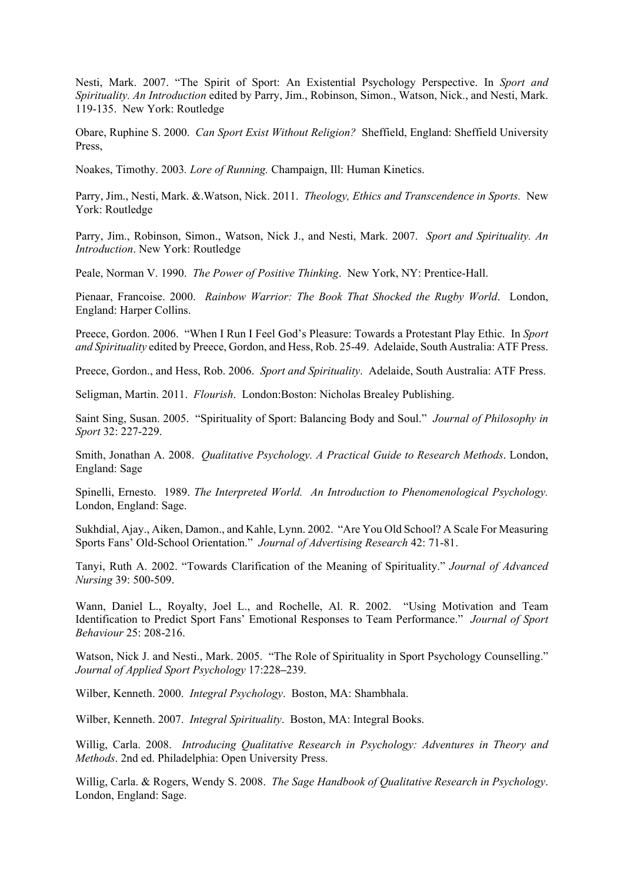Nesti, Mark. 2007. "The Spirit of Sport: An Existential Psychology Perspective. In *Sport and Spirituality. An Introduction* edited by Parry, Jim., Robinson, Simon., Watson, Nick., and Nesti, Mark. 119-135. New York: Routledge

Obare, Ruphine S. 2000. *Can Sport Exist Without Religion?* Sheffield, England: Sheffield University Press,

Noakes, Timothy. 2003*. Lore of Running.* Champaign, Ill: Human Kinetics.

Parry, Jim., Nesti, Mark. &.Watson, Nick. 2011. *Theology, Ethics and Transcendence in Sports.* New York: Routledge

Parry, Jim., Robinson, Simon., Watson, Nick J., and Nesti, Mark. 2007. *Sport and Spirituality. An Introduction*. New York: Routledge

Peale, Norman V. 1990. *The Power of Positive Thinking*. New York, NY: Prentice-Hall.

Pienaar, Francoise. 2000. *Rainbow Warrior: The Book That Shocked the Rugby World*. London, England: Harper Collins.

Preece, Gordon. 2006. "When I Run I Feel God's Pleasure: Towards a Protestant Play Ethic. In *Sport and Spirituality* edited by Preece, Gordon, and Hess, Rob. 25-49. Adelaide, South Australia: ATF Press.

Preece, Gordon., and Hess, Rob. 2006. *Sport and Spirituality*. Adelaide, South Australia: ATF Press.

Seligman, Martin. 2011. *Flourish*. London:Boston: Nicholas Brealey Publishing.

Saint Sing, Susan. 2005. "Spirituality of Sport: Balancing Body and Soul." *Journal of Philosophy in Sport* 32: 227-229.

Smith, Jonathan A. 2008. *Qualitative Psychology. A Practical Guide to Research Methods*. London, England: Sage

Spinelli, Ernesto. 1989. *The Interpreted World. An Introduction to Phenomenological Psychology.* London, England: Sage.

Sukhdial, Ajay., Aiken, Damon., and Kahle, Lynn. 2002. "Are You Old School? A Scale For Measuring Sports Fans' Old-School Orientation." *Journal of Advertising Research* 42: 71-81.

Tanyi, Ruth A. 2002. "Towards Clarification of the Meaning of Spirituality." *Journal of Advanced Nursing* 39: 500-509.

Wann, Daniel L., Royalty, Joel L., and Rochelle, Al. R. 2002. "Using Motivation and Team Identification to Predict Sport Fans' Emotional Responses to Team Performance." *Journal of Sport Behaviour* 25: 208-216.

Watson, Nick J. and Nesti., Mark. 2005. "The Role of Spirituality in Sport Psychology Counselling." *Journal of Applied Sport Psychology* 17:228–239.

Wilber, Kenneth. 2000. *Integral Psychology*. Boston, MA: Shambhala.

Wilber, Kenneth. 2007. *Integral Spirituality*. Boston, MA: Integral Books.

Willig, Carla. 2008. *Introducing Qualitative Research in Psychology: Adventures in Theory and Methods*. 2nd ed. Philadelphia: Open University Press.

Willig, Carla. & Rogers, Wendy S. 2008. *The Sage Handbook of Qualitative Research in Psychology*. London, England: Sage.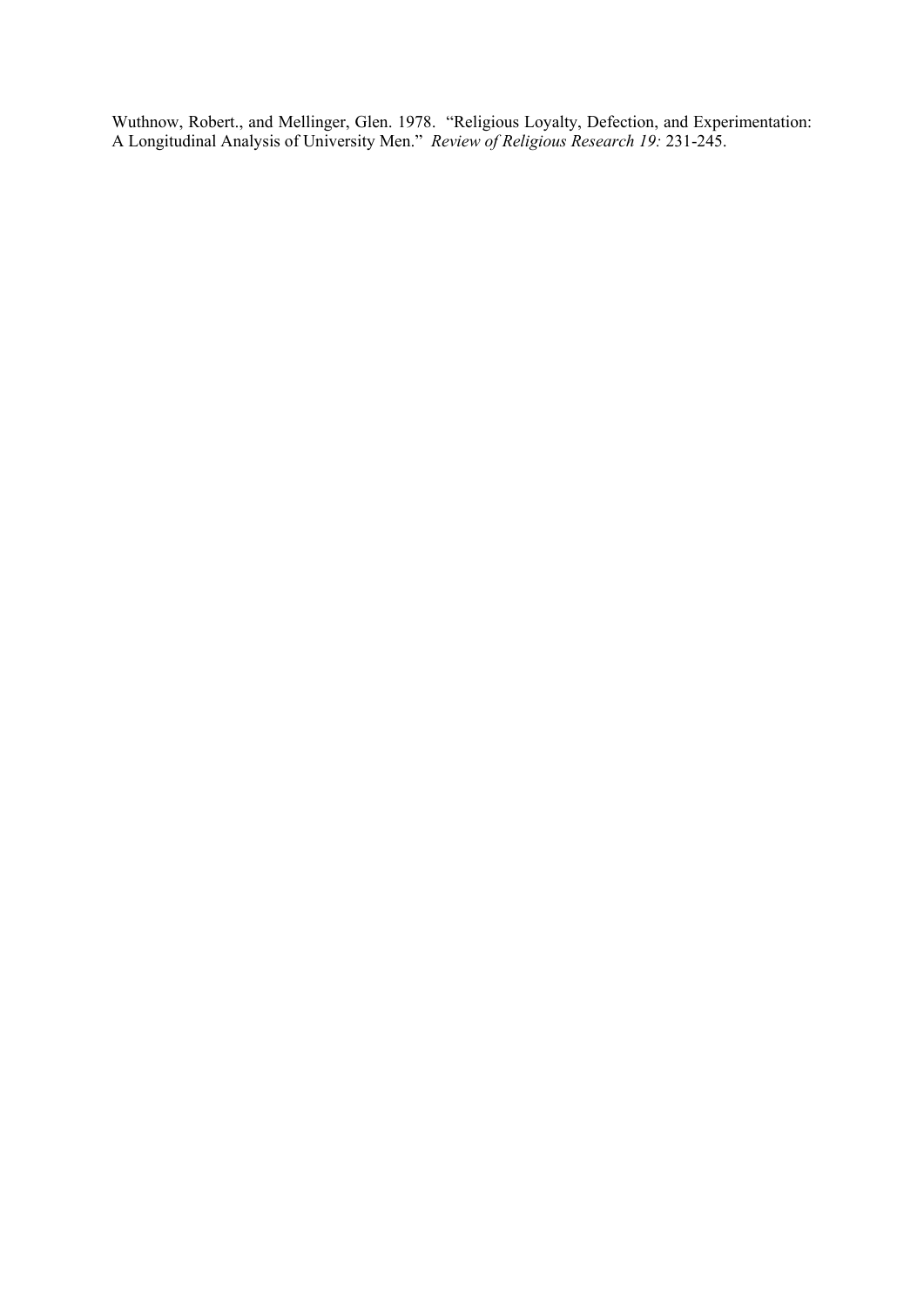Wuthnow, Robert., and Mellinger, Glen. 1978. "Religious Loyalty, Defection, and Experimentation: A Longitudinal Analysis of University Men." *Review of Religious Research 19:* 231-245.